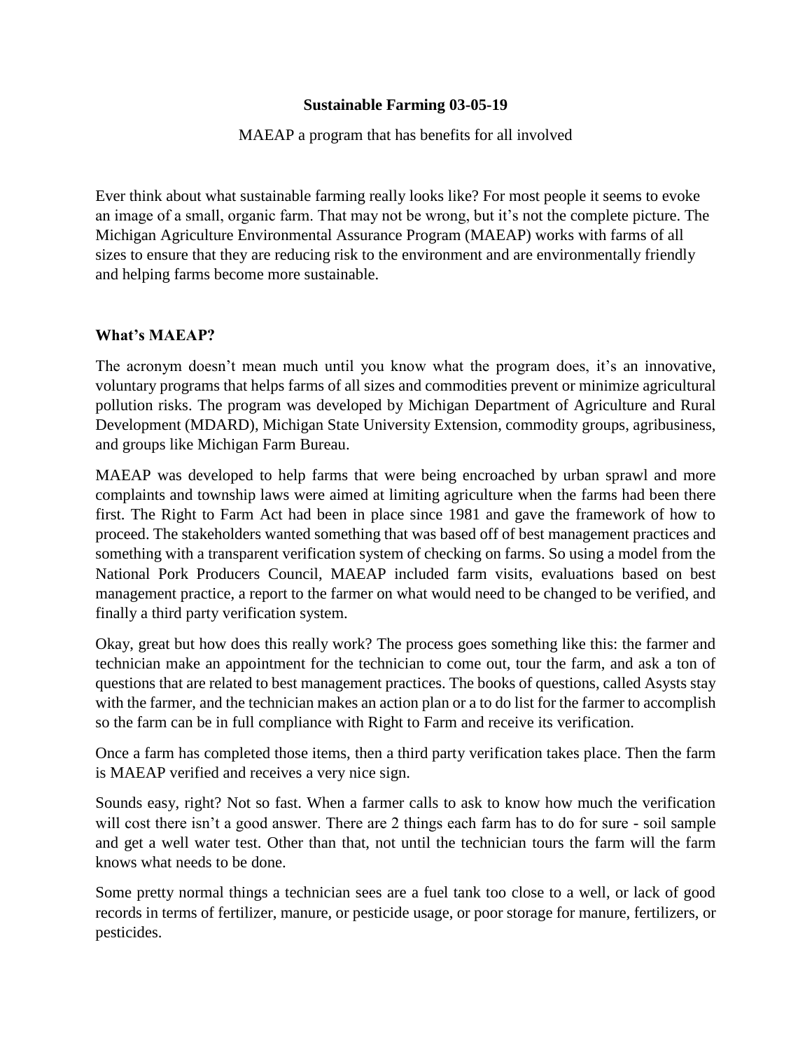**Sustainable Farming 03-05-19**

MAEAP a program that has benefits for all involved

Ever think about what sustainable farming really looks like? For most people it seems to evoke an image of a small, organic farm. That may not be wrong, but it's not the complete picture. The Michigan Agriculture Environmental Assurance Program (MAEAP) works with farms of all sizes to ensure that they are reducing risk to the environment and are environmentally friendly and helping farms become more sustainable.

**What's MAEAP?**

The acronym doesn't mean much until you know what the program does, it's an innovative, voluntary programs that helps farms of all sizes and commodities prevent or minimize agricultural pollution risks. The program was developed by Michigan Department of Agriculture and Rural Development (MDARD), Michigan State University Extension, commodity groups, agribusiness, and groups like Michigan Farm Bureau.

MAEAP was developed to help farms that were being encroached by urban sprawl and more complaints and township laws were aimed at limiting agriculture when the farms had been there first. The Right to Farm Act had been in place since 1981 and gave the framework of how to proceed. The stakeholders wanted something that was based off of best management practices and something with a transparent verification system of checking on farms. So using a model from the National Pork Producers Council, MAEAP included farm visits, evaluations based on best management practice, a report to the farmer on what would need to be changed to be verified, and finally a third party verification system.

Okay, great but how does this really work? The process goes something like this: the farmer and technician make an appointment for the technician to come out, tour the farm, and ask a ton of questions that are related to best management practices. The books of questions, called Asysts stay with the farmer, and the technician makes an action plan or a to do list for the farmer to accomplish so the farm can be in full compliance with Right to Farm and receive its verification.

Once a farm has completed those items, then a third party verification takes place. Then the farm is MAEAP verified and receives a very nice sign.

Sounds easy, right? Not so fast. When a farmer calls to ask to know how much the verification will cost there isn't a good answer. There are 2 things each farm has to do for sure - soil sample and get a well water test. Other than that, not until the technician tours the farm will the farm knows what needs to be done.

Some pretty normal things a technician sees are a fuel tank too close to a well, or lack of good records in terms of fertilizer, manure, or pesticide usage, or poor storage for manure, fertilizers, or pesticides.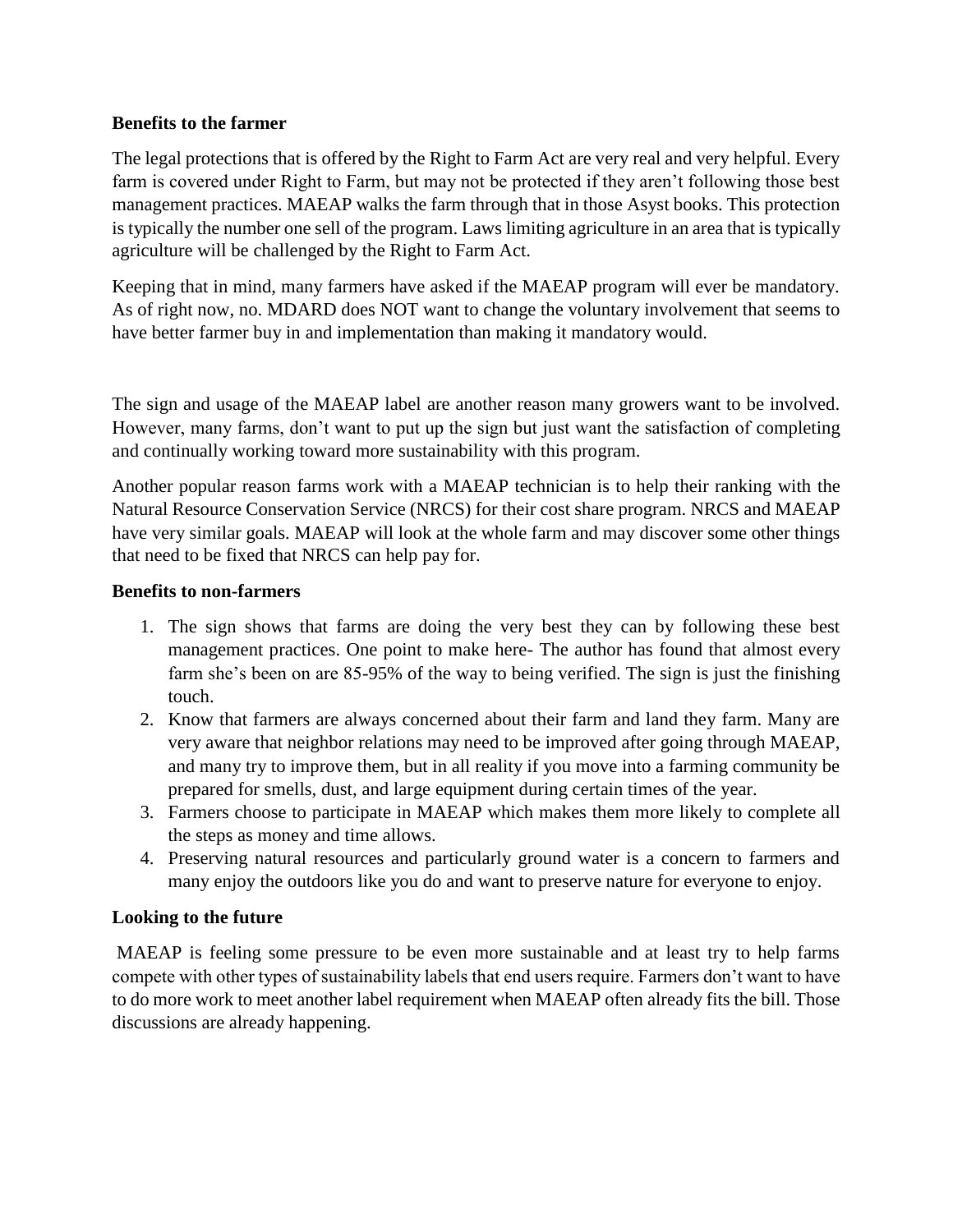### Benefits to the farmer

The legal protections that is offered by the Right to Farm Act are very real and very helpful. Every farm is covered under Right to Farm, but may not be protected if they aren't following those best management practices. MAEAP walks the farm through that in those Asyst books. This protection is typically the number one sell of the program. Laws limiting agriculture in an area that is typically agriculture will be challenged by the Right to Farm Act.

Keeping that in mind, many farmers have asked if the MAEAP program will ever be mandatory. As of right now, no. MDARD does NOT want to change the voluntary involvement that seems to have better farmer buy in and implementation than making it mandatory would.

The sign and usage of the MAEAP label are another reason many growers want to be involved. However, many farms, don't want to put up the sign but just want the satisfaction of completing and continually working toward more sustainability with this program.

Another popular reason farms work with a MAEAP technician is to help their ranking with the Natural Resource Conservation Service (NRCS) for their cost share program. NRCS and MAEAP have very similar goals. MAEAP will look at the whole farm and may discover some other things that need to be fixed that NRCS can help pay for.

### Benefits to non-farmers

1. The sign shows that farms are doing the very best they can by following these best management practices. One point to make here- The author has found that almost every farm she's been on are 85-95% of the way to being verified. The sign is just the finishing touch.
2. Know that farmers are always concerned about their farm and land they farm. Many are very aware that neighbor relations may need to be improved after going through MAEAP, and many try to improve them, but in all reality if you move into a farming community be prepared for smells, dust, and large equipment during certain times of the year.
3. Farmers choose to participate in MAEAP which makes them more likely to complete all the steps as money and time allows.
4. Preserving natural resources and particularly ground water is a concern to farmers and many enjoy the outdoors like you do and want to preserve nature for everyone to enjoy.

### Looking to the future

MAEAP is feeling some pressure to be even more sustainable and at least try to help farms compete with other types of sustainability labels that end users require. Farmers don't want to have to do more work to meet another label requirement when MAEAP often already fits the bill. Those discussions are already happening.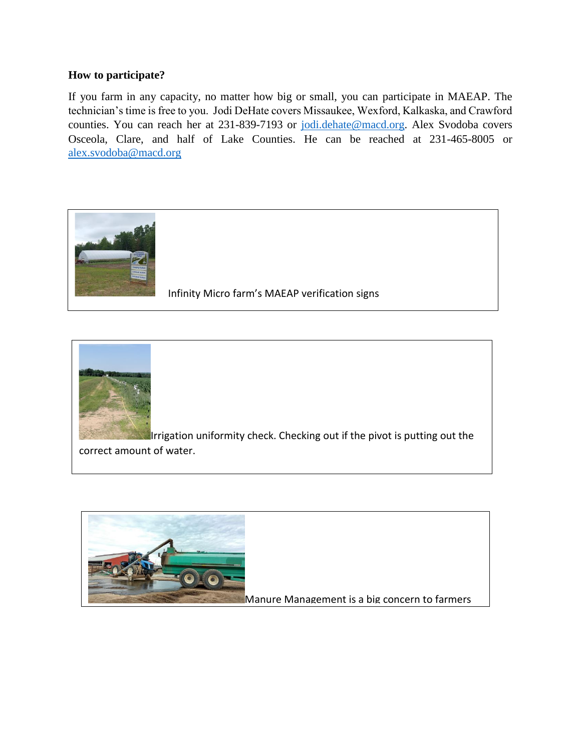**How to participate?**

If you farm in any capacity, no matter how big or small, you can participate in MAEAP. The technician's time is free to you. Jodi DeHate covers Missaukee, Wexford, Kalkaska, and Crawford counties. You can reach her at 231-839-7193 or jodi.dehate@macd.org. Alex Svodoba covers Osceola, Clare, and half of Lake Counties. He can be reached at 231-465-8005 or alex.svodoba@macd.org

Infinity Micro farm's MAEAP verification signs

Irrigation uniformity check. Checking out if the pivot is putting out the correct amount of water.

Manure Management is a big concern to farmers